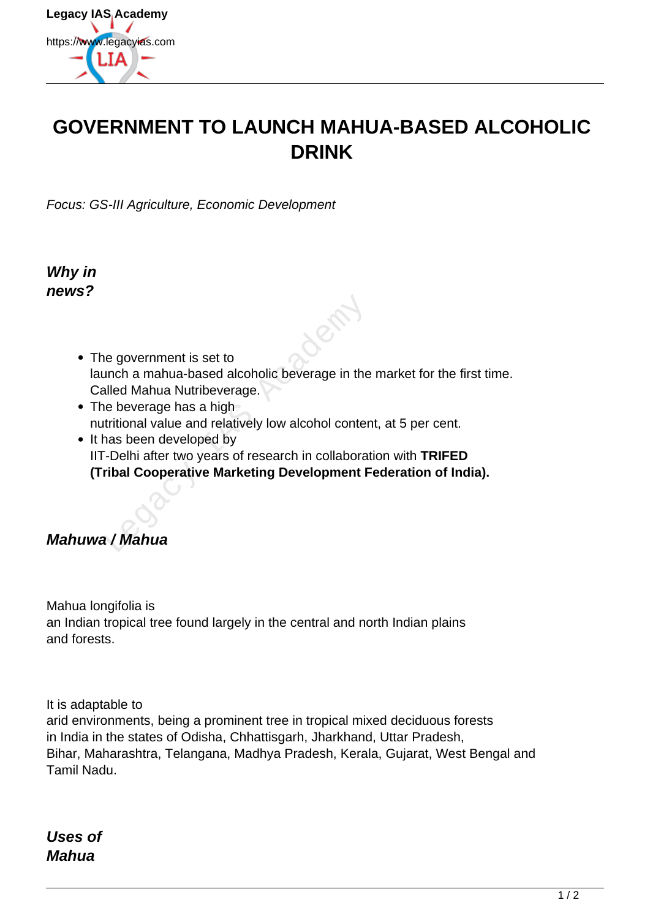# GOVERNMENT TO LAUNCH MAHUA-BASED ALCOHOLIC DRINK

*Focus: GS-III Agriculture, Economic Development*

***Why in news?***

- The government is set to launch a mahua-based alcoholic beverage in the market for the first time. Called Mahua Nutribeverage.
- The beverage has a high nutritional value and relatively low alcohol content, at 5 per cent.
- It has been developed by IIT-Delhi after two years of research in collaboration with **TRIFED (Tribal Cooperative Marketing Development Federation of India).**

***Mahuwa / Mahua***

Mahua longifolia is an Indian tropical tree found largely in the central and north Indian plains and forests.

It is adaptable to arid environments, being a prominent tree in tropical mixed deciduous forests in India in the states of Odisha, Chhattisgarh, Jharkhand, Uttar Pradesh, Bihar, Maharashtra, Telangana, Madhya Pradesh, Kerala, Gujarat, West Bengal and Tamil Nadu.

***Uses of Mahua***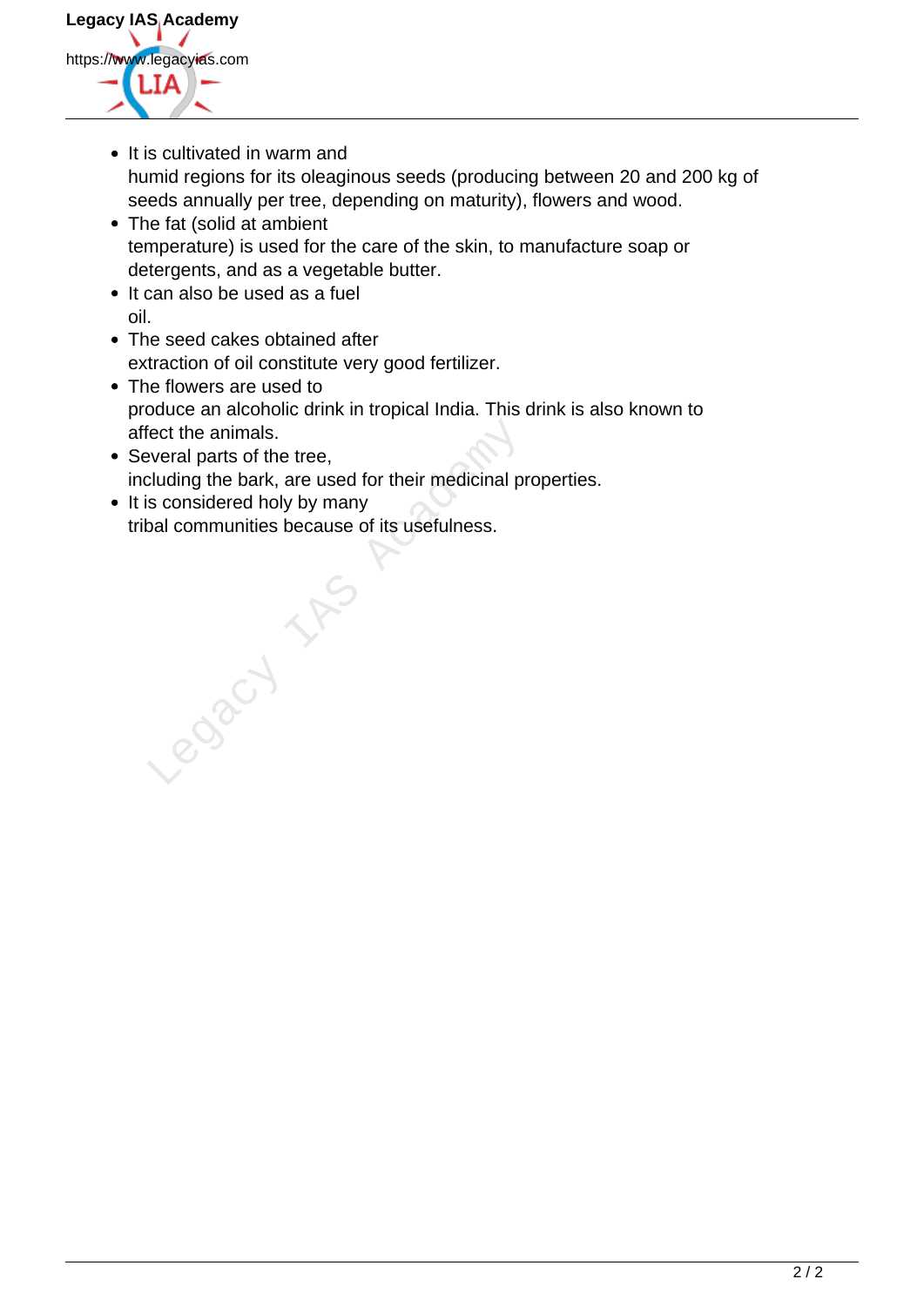- It is cultivated in warm and humid regions for its oleaginous seeds (producing between 20 and 200 kg of seeds annually per tree, depending on maturity), flowers and wood.
- The fat (solid at ambient temperature) is used for the care of the skin, to manufacture soap or detergents, and as a vegetable butter.
- It can also be used as a fuel oil.
- The seed cakes obtained after extraction of oil constitute very good fertilizer.
- The flowers are used to produce an alcoholic drink in tropical India. This drink is also known to affect the animals.
- Several parts of the tree, including the bark, are used for their medicinal properties.
- It is considered holy by many tribal communities because of its usefulness.